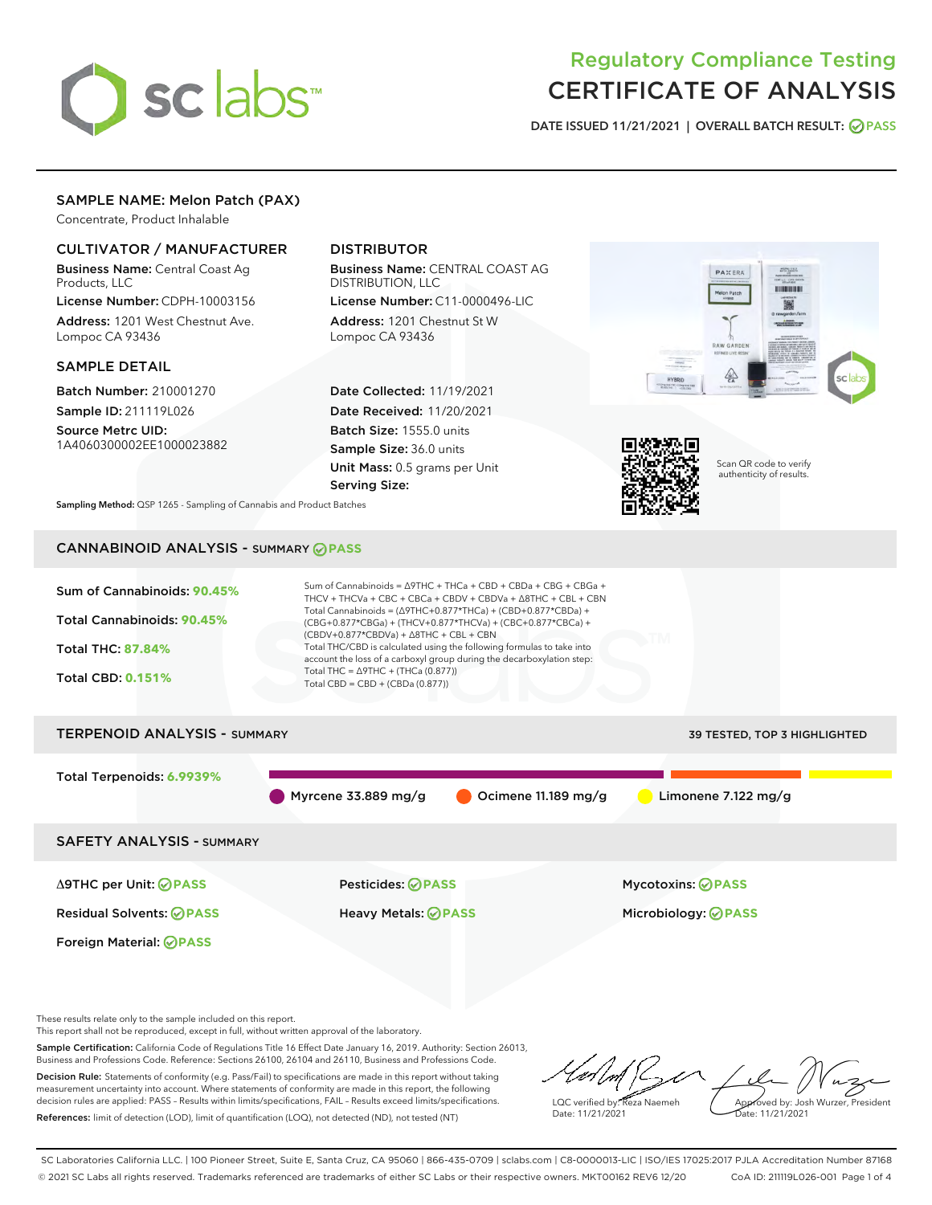# Regulatory Compliance Testing
# CERTIFICATE OF ANALYSIS

DATE ISSUED 11/21/2021 | OVERALL BATCH RESULT: PASS

## SAMPLE NAME: Melon Patch (PAX)

Concentrate, Product Inhalable

### CULTIVATOR / MANUFACTURER

**Business Name:** Central Coast Ag Products, LLC

**License Number:** CDPH-10003156

**Address:** 1201 West Chestnut Ave. Lompoc CA 93436

### DISTRIBUTOR

**Business Name:** CENTRAL COAST AG DISTRIBUTION, LLC

**License Number:** C11-0000496-LIC

**Address:** 1201 Chestnut St W Lompoc CA 93436

### SAMPLE DETAIL

**Batch Number:** 210001270

**Sample ID:** 211119L026

**Source Metrc UID:** 1A4060300002EE1000023882

**Date Collected:** 11/19/2021

**Date Received:** 11/20/2021

**Batch Size:** 1555.0 units

**Sample Size:** 36.0 units

**Unit Mass:** 0.5 grams per Unit

**Serving Size:**

**Sampling Method:** QSP 1265 - Sampling of Cannabis and Product Batches

Scan QR code to verify authenticity of results.

## CANNABINOID ANALYSIS - SUMMARY PASS

**Sum of Cannabinoids: 90.45%**

**Total Cannabinoids: 90.45%**

**Total THC: 87.84%**

**Total CBD: 0.151%**

Sum of Cannabinoids = Δ9THC + THCa + CBD + CBDa + CBG + CBGa + THCV + THCVa + CBC + CBCa + CBDV + CBDVa + Δ8THC + CBL + CBN

Total Cannabinoids = (Δ9THC+0.877*THCa) + (CBD+0.877*CBDa) + (CBG+0.877*CBGa) + (THCV+0.877*THCVa) + (CBC+0.877*CBCa) + (CBDV+0.877*CBDVa) + Δ8THC + CBL + CBN

Total THC/CBD is calculated using the following formulas to take into account the loss of a carboxyl group during the decarboxylation step:

Total THC = Δ9THC + (THCa (0.877))

Total CBD = CBD + (CBDa (0.877))

## TERPENOID ANALYSIS - SUMMARY

39 TESTED, TOP 3 HIGHLIGHTED

**Total Terpenoids: 6.9939%**

Myrcene 33.889 mg/g | Ocimene 11.189 mg/g | Limonene 7.122 mg/g

## SAFETY ANALYSIS - SUMMARY

| | | |
|---|---|---|
| Δ9THC per Unit: PASS | Pesticides: PASS | Mycotoxins: PASS |
| Residual Solvents: PASS | Heavy Metals: PASS | Microbiology: PASS |
| Foreign Material: PASS | | |

These results relate only to the sample included on this report.
This report shall not be reproduced, except in full, without written approval of the laboratory.

**Sample Certification:** California Code of Regulations Title 16 Effect Date January 16, 2019. Authority: Section 26013, Business and Professions Code. Reference: Sections 26100, 26104 and 26110, Business and Professions Code.

**Decision Rule:** Statements of conformity (e.g. Pass/Fail) to specifications are made in this report without taking measurement uncertainty into account. Where statements of conformity are made in this report, the following decision rules are applied: PASS – Results within limits/specifications, FAIL – Results exceed limits/specifications.

**References:** limit of detection (LOD), limit of quantification (LOQ), not detected (ND), not tested (NT)

LQC verified by: Reza Naemeh
Date: 11/21/2021

Approved by: Josh Wurzer, President
Date: 11/21/2021

SC Laboratories California LLC. | 100 Pioneer Street, Suite E, Santa Cruz, CA 95060 | 866-435-0709 | sclabs.com | C8-0000013-LIC | ISO/IES 17025:2017 PJLA Accreditation Number 87168
© 2021 SC Labs all rights reserved. Trademarks referenced are trademarks of either SC Labs or their respective owners. MKT00162 REV6 12/20 CoA ID: 211119L026-001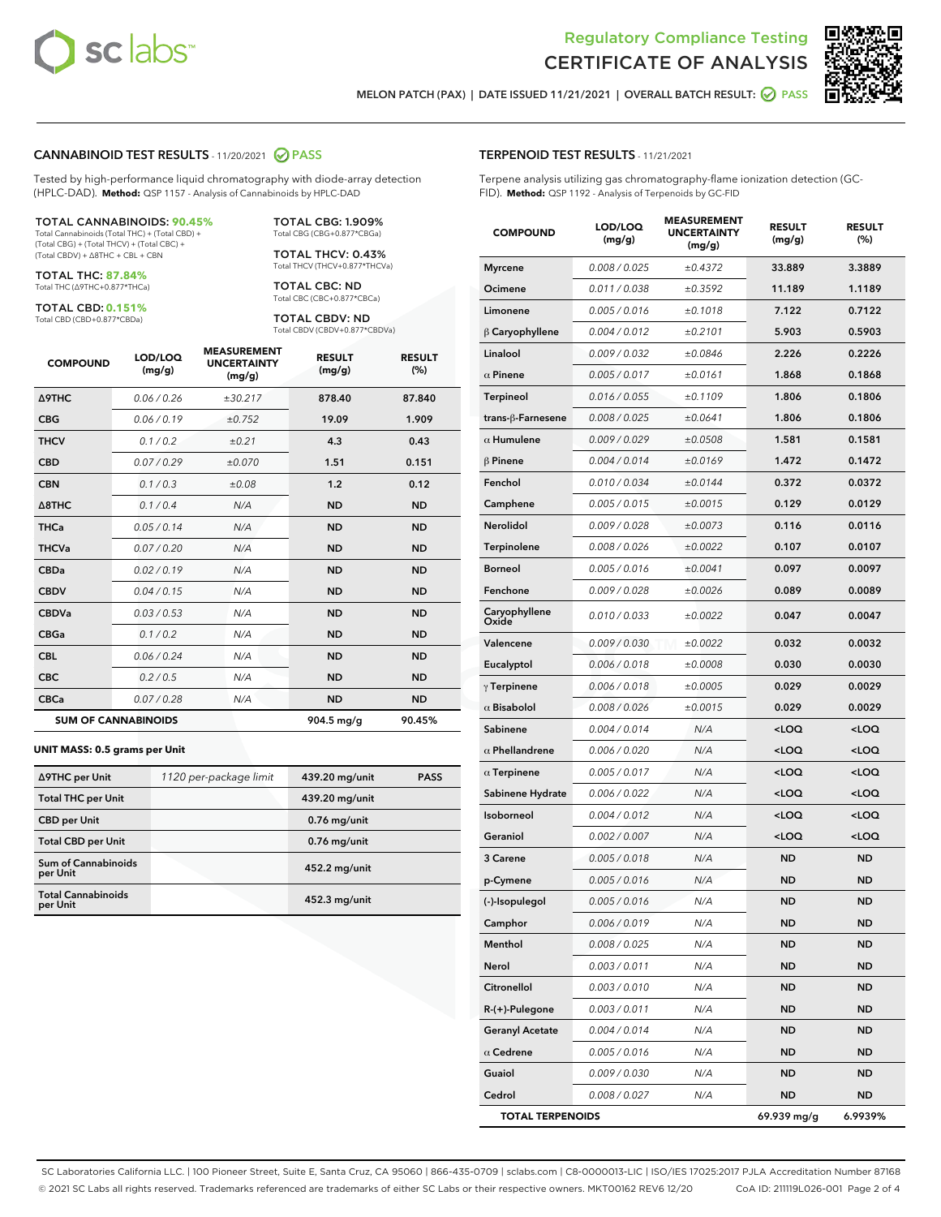# Regulatory Compliance Testing
# CERTIFICATE OF ANALYSIS

MELON PATCH (PAX) | DATE ISSUED 11/21/2021 | OVERALL BATCH RESULT: PASS

## CANNABINOID TEST RESULTS - 11/20/2021 PASS

Tested by high-performance liquid chromatography with diode-array detection (HPLC-DAD). **Method:** QSP 1157 - Analysis of Cannabinoids by HPLC-DAD

**TOTAL CANNABINOIDS: 90.45%**
Total Cannabinoids (Total THC) + (Total CBD) + (Total CBG) + (Total THCV) + (Total CBC) + (Total CBDV) + Δ8THC + CBL + CBN

**TOTAL THC: 87.84%**
Total THC (Δ9THC+0.877*THCa)

**TOTAL CBD: 0.151%**
Total CBD (CBD+0.877*CBDa)

**TOTAL CBG: 1.909%**
Total CBG (CBG+0.877*CBGa)

**TOTAL THCV: 0.43%**
Total THCV (THCV+0.877*THCVa)

**TOTAL CBC: ND**
Total CBC (CBC+0.877*CBCa)

**TOTAL CBDV: ND**
Total CBDV (CBDV+0.877*CBDVa)

| COMPOUND | LOD/LOQ (mg/g) | MEASUREMENT UNCERTAINTY (mg/g) | RESULT (mg/g) | RESULT (%) |
|---|---|---|---|---|
| Δ9THC | 0.06 / 0.26 | ±30.217 | 878.40 | 87.840 |
| CBG | 0.06 / 0.19 | ±0.752 | 19.09 | 1.909 |
| THCV | 0.1 / 0.2 | ±0.21 | 4.3 | 0.43 |
| CBD | 0.07 / 0.29 | ±0.070 | 1.51 | 0.151 |
| CBN | 0.1 / 0.3 | ±0.08 | 1.2 | 0.12 |
| Δ8THC | 0.1 / 0.4 | N/A | ND | ND |
| THCa | 0.05 / 0.14 | N/A | ND | ND |
| THCVa | 0.07 / 0.20 | N/A | ND | ND |
| CBDa | 0.02 / 0.19 | N/A | ND | ND |
| CBDV | 0.04 / 0.15 | N/A | ND | ND |
| CBDVa | 0.03 / 0.53 | N/A | ND | ND |
| CBGa | 0.1 / 0.2 | N/A | ND | ND |
| CBL | 0.06 / 0.24 | N/A | ND | ND |
| CBC | 0.2 / 0.5 | N/A | ND | ND |
| CBCa | 0.07 / 0.28 | N/A | ND | ND |
| **SUM OF CANNABINOIDS** | | | **904.5 mg/g** | **90.45%** |

**UNIT MASS: 0.5 grams per Unit**

| | | | |
|---|---|---|---|
| Δ9THC per Unit | 1120 per-package limit | 439.20 mg/unit | PASS |
| Total THC per Unit | | 439.20 mg/unit | |
| CBD per Unit | | 0.76 mg/unit | |
| Total CBD per Unit | | 0.76 mg/unit | |
| Sum of Cannabinoids per Unit | | 452.2 mg/unit | |
| Total Cannabinoids per Unit | | 452.3 mg/unit | |

## TERPENOID TEST RESULTS - 11/21/2021

Terpene analysis utilizing gas chromatography-flame ionization detection (GC-FID). **Method:** QSP 1192 - Analysis of Terpenoids by GC-FID

| COMPOUND | LOD/LOQ (mg/g) | MEASUREMENT UNCERTAINTY (mg/g) | RESULT (mg/g) | RESULT (%) |
|---|---|---|---|---|
| Myrcene | 0.008 / 0.025 | ±0.4372 | 33.889 | 3.3889 |
| Ocimene | 0.011 / 0.038 | ±0.3592 | 11.189 | 1.1189 |
| Limonene | 0.005 / 0.016 | ±0.1018 | 7.122 | 0.7122 |
| β Caryophyllene | 0.004 / 0.012 | ±0.2101 | 5.903 | 0.5903 |
| Linalool | 0.009 / 0.032 | ±0.0846 | 2.226 | 0.2226 |
| α Pinene | 0.005 / 0.017 | ±0.0161 | 1.868 | 0.1868 |
| Terpineol | 0.016 / 0.055 | ±0.1109 | 1.806 | 0.1806 |
| trans-β-Farnesene | 0.008 / 0.025 | ±0.0641 | 1.806 | 0.1806 |
| α Humulene | 0.009 / 0.029 | ±0.0508 | 1.581 | 0.1581 |
| β Pinene | 0.004 / 0.014 | ±0.0169 | 1.472 | 0.1472 |
| Fenchol | 0.010 / 0.034 | ±0.0144 | 0.372 | 0.0372 |
| Camphene | 0.005 / 0.015 | ±0.0015 | 0.129 | 0.0129 |
| Nerolidol | 0.009 / 0.028 | ±0.0073 | 0.116 | 0.0116 |
| Terpinolene | 0.008 / 0.026 | ±0.0022 | 0.107 | 0.0107 |
| Borneol | 0.005 / 0.016 | ±0.0041 | 0.097 | 0.0097 |
| Fenchone | 0.009 / 0.028 | ±0.0026 | 0.089 | 0.0089 |
| Caryophyllene Oxide | 0.010 / 0.033 | ±0.0022 | 0.047 | 0.0047 |
| Valencene | 0.009 / 0.030 | ±0.0022 | 0.032 | 0.0032 |
| Eucalyptol | 0.006 / 0.018 | ±0.0008 | 0.030 | 0.0030 |
| γ Terpinene | 0.006 / 0.018 | ±0.0005 | 0.029 | 0.0029 |
| α Bisabolol | 0.008 / 0.026 | ±0.0015 | 0.029 | 0.0029 |
| Sabinene | 0.004 / 0.014 | N/A | <LOQ | <LOQ |
| α Phellandrene | 0.006 / 0.020 | N/A | <LOQ | <LOQ |
| α Terpinene | 0.005 / 0.017 | N/A | <LOQ | <LOQ |
| Sabinene Hydrate | 0.006 / 0.022 | N/A | <LOQ | <LOQ |
| Isoborneol | 0.004 / 0.012 | N/A | <LOQ | <LOQ |
| Geraniol | 0.002 / 0.007 | N/A | <LOQ | <LOQ |
| 3 Carene | 0.005 / 0.018 | N/A | ND | ND |
| p-Cymene | 0.005 / 0.016 | N/A | ND | ND |
| (-)-Isopulegol | 0.005 / 0.016 | N/A | ND | ND |
| Camphor | 0.006 / 0.019 | N/A | ND | ND |
| Menthol | 0.008 / 0.025 | N/A | ND | ND |
| Nerol | 0.003 / 0.011 | N/A | ND | ND |
| Citronellol | 0.003 / 0.010 | N/A | ND | ND |
| R-(+)-Pulegone | 0.003 / 0.011 | N/A | ND | ND |
| Geranyl Acetate | 0.004 / 0.014 | N/A | ND | ND |
| α Cedrene | 0.005 / 0.016 | N/A | ND | ND |
| Guaiol | 0.009 / 0.030 | N/A | ND | ND |
| Cedrol | 0.008 / 0.027 | N/A | ND | ND |
| **TOTAL TERPENOIDS** | | | **69.939 mg/g** | **6.9939%** |

SC Laboratories California LLC. | 100 Pioneer Street, Suite E, Santa Cruz, CA 95060 | 866-435-0709 | sclabs.com | C8-0000013-LIC | ISO/IES 17025:2017 PJLA Accreditation Number 87168
© 2021 SC Labs all rights reserved. Trademarks referenced are trademarks of either SC Labs or their respective owners. MKT00162 REV6 12/20 CoA ID: 211119L026-001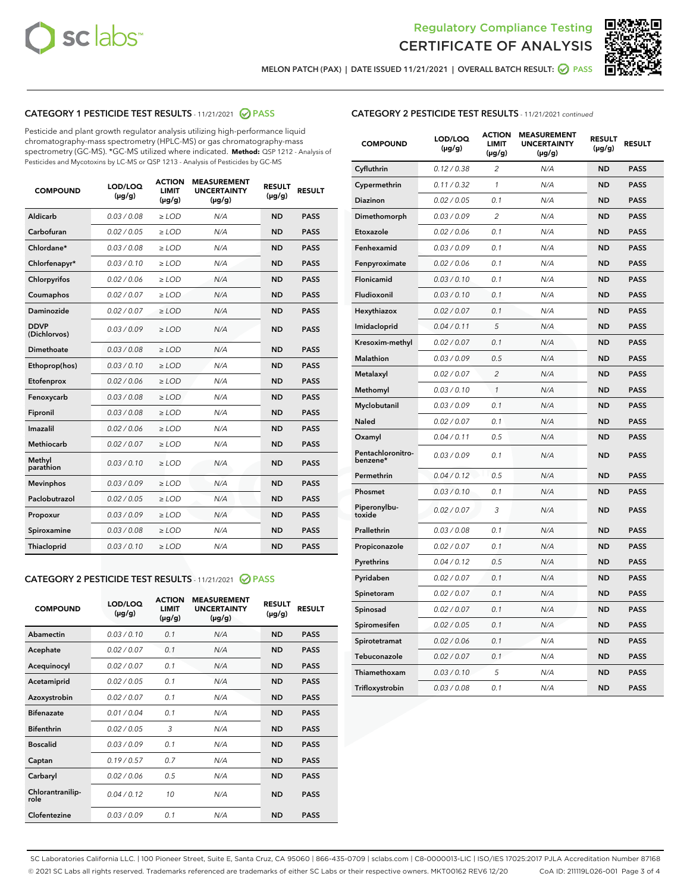# Regulatory Compliance Testing
# CERTIFICATE OF ANALYSIS

MELON PATCH (PAX) | DATE ISSUED 11/21/2021 | OVERALL BATCH RESULT: PASS

## CATEGORY 1 PESTICIDE TEST RESULTS - 11/21/2021 PASS

Pesticide and plant growth regulator analysis utilizing high-performance liquid chromatography-mass spectrometry (HPLC-MS) or gas chromatography-mass spectrometry (GC-MS). *GC-MS utilized where indicated. **Method:** QSP 1212 - Analysis of Pesticides and Mycotoxins by LC-MS or QSP 1213 - Analysis of Pesticides by GC-MS

| COMPOUND | LOD/LOQ (µg/g) | ACTION LIMIT (µg/g) | MEASUREMENT UNCERTAINTY (µg/g) | RESULT (µg/g) | RESULT |
|---|---|---|---|---|---|
| Aldicarb | 0.03 / 0.08 | ≥ LOD | N/A | ND | PASS |
| Carbofuran | 0.02 / 0.05 | ≥ LOD | N/A | ND | PASS |
| Chlordane* | 0.03 / 0.08 | ≥ LOD | N/A | ND | PASS |
| Chlorfenapyr* | 0.03 / 0.10 | ≥ LOD | N/A | ND | PASS |
| Chlorpyrifos | 0.02 / 0.06 | ≥ LOD | N/A | ND | PASS |
| Coumaphos | 0.02 / 0.07 | ≥ LOD | N/A | ND | PASS |
| Daminozide | 0.02 / 0.07 | ≥ LOD | N/A | ND | PASS |
| DDVP (Dichlorvos) | 0.03 / 0.09 | ≥ LOD | N/A | ND | PASS |
| Dimethoate | 0.03 / 0.08 | ≥ LOD | N/A | ND | PASS |
| Ethoprop(hos) | 0.03 / 0.10 | ≥ LOD | N/A | ND | PASS |
| Etofenprox | 0.02 / 0.06 | ≥ LOD | N/A | ND | PASS |
| Fenoxycarb | 0.03 / 0.08 | ≥ LOD | N/A | ND | PASS |
| Fipronil | 0.03 / 0.08 | ≥ LOD | N/A | ND | PASS |
| Imazalil | 0.02 / 0.06 | ≥ LOD | N/A | ND | PASS |
| Methiocarb | 0.02 / 0.07 | ≥ LOD | N/A | ND | PASS |
| Methyl parathion | 0.03 / 0.10 | ≥ LOD | N/A | ND | PASS |
| Mevinphos | 0.03 / 0.09 | ≥ LOD | N/A | ND | PASS |
| Paclobutrazol | 0.02 / 0.05 | ≥ LOD | N/A | ND | PASS |
| Propoxur | 0.03 / 0.09 | ≥ LOD | N/A | ND | PASS |
| Spiroxamine | 0.03 / 0.08 | ≥ LOD | N/A | ND | PASS |
| Thiacloprid | 0.03 / 0.10 | ≥ LOD | N/A | ND | PASS |

## CATEGORY 2 PESTICIDE TEST RESULTS - 11/21/2021 PASS

| COMPOUND | LOD/LOQ (µg/g) | ACTION LIMIT (µg/g) | MEASUREMENT UNCERTAINTY (µg/g) | RESULT (µg/g) | RESULT |
|---|---|---|---|---|---|
| Abamectin | 0.03 / 0.10 | 0.1 | N/A | ND | PASS |
| Acephate | 0.02 / 0.07 | 0.1 | N/A | ND | PASS |
| Acequinocyl | 0.02 / 0.07 | 0.1 | N/A | ND | PASS |
| Acetamiprid | 0.02 / 0.05 | 0.1 | N/A | ND | PASS |
| Azoxystrobin | 0.02 / 0.07 | 0.1 | N/A | ND | PASS |
| Bifenazate | 0.01 / 0.04 | 0.1 | N/A | ND | PASS |
| Bifenthrin | 0.02 / 0.05 | 3 | N/A | ND | PASS |
| Boscalid | 0.03 / 0.09 | 0.1 | N/A | ND | PASS |
| Captan | 0.19 / 0.57 | 0.7 | N/A | ND | PASS |
| Carbaryl | 0.02 / 0.06 | 0.5 | N/A | ND | PASS |
| Chlorantraniliprole | 0.04 / 0.12 | 10 | N/A | ND | PASS |
| Clofentezine | 0.03 / 0.09 | 0.1 | N/A | ND | PASS |
| Cyfluthrin | 0.12 / 0.38 | 2 | N/A | ND | PASS |
| Cypermethrin | 0.11 / 0.32 | 1 | N/A | ND | PASS |
| Diazinon | 0.02 / 0.05 | 0.1 | N/A | ND | PASS |
| Dimethomorph | 0.03 / 0.09 | 2 | N/A | ND | PASS |
| Etoxazole | 0.02 / 0.06 | 0.1 | N/A | ND | PASS |
| Fenhexamid | 0.03 / 0.09 | 0.1 | N/A | ND | PASS |
| Fenpyroximate | 0.02 / 0.06 | 0.1 | N/A | ND | PASS |
| Flonicamid | 0.03 / 0.10 | 0.1 | N/A | ND | PASS |
| Fludioxonil | 0.03 / 0.10 | 0.1 | N/A | ND | PASS |
| Hexythiazox | 0.02 / 0.07 | 0.1 | N/A | ND | PASS |
| Imidacloprid | 0.04 / 0.11 | 5 | N/A | ND | PASS |
| Kresoxim-methyl | 0.02 / 0.07 | 0.1 | N/A | ND | PASS |
| Malathion | 0.03 / 0.09 | 0.5 | N/A | ND | PASS |
| Metalaxyl | 0.02 / 0.07 | 2 | N/A | ND | PASS |
| Methomyl | 0.03 / 0.10 | 1 | N/A | ND | PASS |
| Myclobutanil | 0.03 / 0.09 | 0.1 | N/A | ND | PASS |
| Naled | 0.02 / 0.07 | 0.1 | N/A | ND | PASS |
| Oxamyl | 0.04 / 0.11 | 0.5 | N/A | ND | PASS |
| Pentachloronitrobenzene* | 0.03 / 0.09 | 0.1 | N/A | ND | PASS |
| Permethrin | 0.04 / 0.12 | 0.5 | N/A | ND | PASS |
| Phosmet | 0.03 / 0.10 | 0.1 | N/A | ND | PASS |
| Piperonylbutoxide | 0.02 / 0.07 | 3 | N/A | ND | PASS |
| Prallethrin | 0.03 / 0.08 | 0.1 | N/A | ND | PASS |
| Propiconazole | 0.02 / 0.07 | 0.1 | N/A | ND | PASS |
| Pyrethrins | 0.04 / 0.12 | 0.5 | N/A | ND | PASS |
| Pyridaben | 0.02 / 0.07 | 0.1 | N/A | ND | PASS |
| Spinetoram | 0.02 / 0.07 | 0.1 | N/A | ND | PASS |
| Spinosad | 0.02 / 0.07 | 0.1 | N/A | ND | PASS |
| Spiromesifen | 0.02 / 0.05 | 0.1 | N/A | ND | PASS |
| Spirotetramat | 0.02 / 0.06 | 0.1 | N/A | ND | PASS |
| Tebuconazole | 0.02 / 0.07 | 0.1 | N/A | ND | PASS |
| Thiamethoxam | 0.03 / 0.10 | 5 | N/A | ND | PASS |
| Trifloxystrobin | 0.03 / 0.08 | 0.1 | N/A | ND | PASS |

SC Laboratories California LLC. | 100 Pioneer Street, Suite E, Santa Cruz, CA 95060 | 866-435-0709 | sclabs.com | C8-0000013-LIC | ISO/IES 17025:2017 PJLA Accreditation Number 87168
© 2021 SC Labs all rights reserved. Trademarks referenced are trademarks of either SC Labs or their respective owners. MKT00162 REV6 12/20 CoA ID: 211119L026-001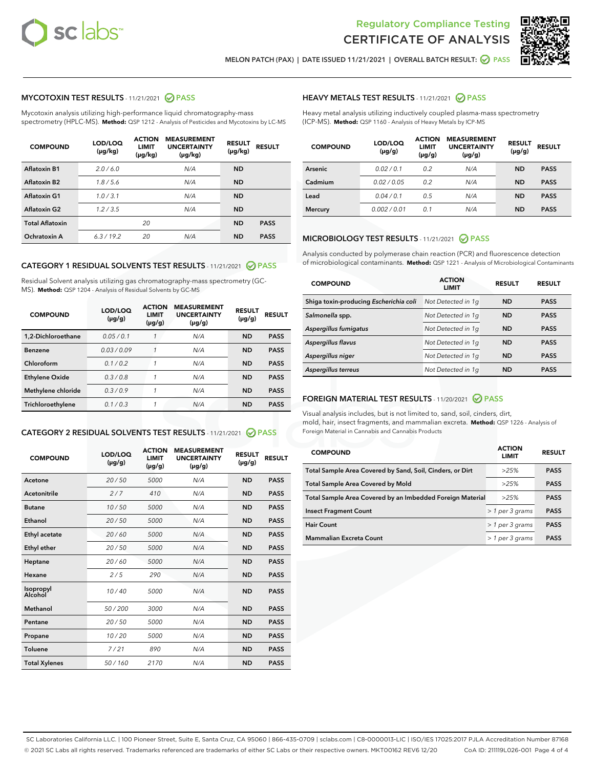Regulatory Compliance Testing
# CERTIFICATE OF ANALYSIS

MELON PATCH (PAX) | DATE ISSUED 11/21/2021 | OVERALL BATCH RESULT: PASS

## MYCOTOXIN TEST RESULTS - 11/21/2021 PASS

Mycotoxin analysis utilizing high-performance liquid chromatography-mass spectrometry (HPLC-MS). **Method:** QSP 1212 - Analysis of Pesticides and Mycotoxins by LC-MS

| COMPOUND | LOD/LOQ (µg/kg) | ACTION LIMIT (µg/kg) | MEASUREMENT UNCERTAINTY (µg/kg) | RESULT (µg/kg) | RESULT |
|---|---|---|---|---|---|
| Aflatoxin B1 | 2.0 / 6.0 | | N/A | ND | |
| Aflatoxin B2 | 1.8 / 5.6 | | N/A | ND | |
| Aflatoxin G1 | 1.0 / 3.1 | | N/A | ND | |
| Aflatoxin G2 | 1.2 / 3.5 | | N/A | ND | |
| Total Aflatoxin | | 20 | | ND | PASS |
| Ochratoxin A | 6.3 / 19.2 | 20 | N/A | ND | PASS |

## CATEGORY 1 RESIDUAL SOLVENTS TEST RESULTS - 11/21/2021 PASS

Residual Solvent analysis utilizing gas chromatography-mass spectrometry (GC-MS). **Method:** QSP 1204 - Analysis of Residual Solvents by GC-MS

| COMPOUND | LOD/LOQ (µg/g) | ACTION LIMIT (µg/g) | MEASUREMENT UNCERTAINTY (µg/g) | RESULT (µg/g) | RESULT |
|---|---|---|---|---|---|
| 1,2-Dichloroethane | 0.05 / 0.1 | 1 | N/A | ND | PASS |
| Benzene | 0.03 / 0.09 | 1 | N/A | ND | PASS |
| Chloroform | 0.1 / 0.2 | 1 | N/A | ND | PASS |
| Ethylene Oxide | 0.3 / 0.8 | 1 | N/A | ND | PASS |
| Methylene chloride | 0.3 / 0.9 | 1 | N/A | ND | PASS |
| Trichloroethylene | 0.1 / 0.3 | 1 | N/A | ND | PASS |

## CATEGORY 2 RESIDUAL SOLVENTS TEST RESULTS - 11/21/2021 PASS

| COMPOUND | LOD/LOQ (µg/g) | ACTION LIMIT (µg/g) | MEASUREMENT UNCERTAINTY (µg/g) | RESULT (µg/g) | RESULT |
|---|---|---|---|---|---|
| Acetone | 20 / 50 | 5000 | N/A | ND | PASS |
| Acetonitrile | 2 / 7 | 410 | N/A | ND | PASS |
| Butane | 10 / 50 | 5000 | N/A | ND | PASS |
| Ethanol | 20 / 50 | 5000 | N/A | ND | PASS |
| Ethyl acetate | 20 / 60 | 5000 | N/A | ND | PASS |
| Ethyl ether | 20 / 50 | 5000 | N/A | ND | PASS |
| Heptane | 20 / 60 | 5000 | N/A | ND | PASS |
| Hexane | 2 / 5 | 290 | N/A | ND | PASS |
| Isopropyl Alcohol | 10 / 40 | 5000 | N/A | ND | PASS |
| Methanol | 50 / 200 | 3000 | N/A | ND | PASS |
| Pentane | 20 / 50 | 5000 | N/A | ND | PASS |
| Propane | 10 / 20 | 5000 | N/A | ND | PASS |
| Toluene | 7 / 21 | 890 | N/A | ND | PASS |
| Total Xylenes | 50 / 160 | 2170 | N/A | ND | PASS |

## HEAVY METALS TEST RESULTS - 11/21/2021 PASS

Heavy metal analysis utilizing inductively coupled plasma-mass spectrometry (ICP-MS). **Method:** QSP 1160 - Analysis of Heavy Metals by ICP-MS

| COMPOUND | LOD/LOQ (µg/g) | ACTION LIMIT (µg/g) | MEASUREMENT UNCERTAINTY (µg/g) | RESULT (µg/g) | RESULT |
|---|---|---|---|---|---|
| Arsenic | 0.02 / 0.1 | 0.2 | N/A | ND | PASS |
| Cadmium | 0.02 / 0.05 | 0.2 | N/A | ND | PASS |
| Lead | 0.04 / 0.1 | 0.5 | N/A | ND | PASS |
| Mercury | 0.002 / 0.01 | 0.1 | N/A | ND | PASS |

## MICROBIOLOGY TEST RESULTS - 11/21/2021 PASS

Analysis conducted by polymerase chain reaction (PCR) and fluorescence detection of microbiological contaminants. **Method:** QSP 1221 - Analysis of Microbiological Contaminants

| COMPOUND | ACTION LIMIT | RESULT | RESULT |
|---|---|---|---|
| Shiga toxin-producing *Escherichia coli* | Not Detected in 1g | ND | PASS |
| *Salmonella* spp. | Not Detected in 1g | ND | PASS |
| *Aspergillus fumigatus* | Not Detected in 1g | ND | PASS |
| *Aspergillus flavus* | Not Detected in 1g | ND | PASS |
| *Aspergillus niger* | Not Detected in 1g | ND | PASS |
| *Aspergillus terreus* | Not Detected in 1g | ND | PASS |

## FOREIGN MATERIAL TEST RESULTS - 11/20/2021 PASS

Visual analysis includes, but is not limited to, sand, soil, cinders, dirt, mold, hair, insect fragments, and mammalian excreta. **Method:** QSP 1226 - Analysis of Foreign Material in Cannabis and Cannabis Products

| COMPOUND | ACTION LIMIT | RESULT |
|---|---|---|
| Total Sample Area Covered by Sand, Soil, Cinders, or Dirt | >25% | PASS |
| Total Sample Area Covered by Mold | >25% | PASS |
| Total Sample Area Covered by an Imbedded Foreign Material | >25% | PASS |
| Insect Fragment Count | > 1 per 3 grams | PASS |
| Hair Count | > 1 per 3 grams | PASS |
| Mammalian Excreta Count | > 1 per 3 grams | PASS |

SC Laboratories California LLC. | 100 Pioneer Street, Suite E, Santa Cruz, CA 95060 | 866-435-0709 | sclabs.com | C8-0000013-LIC | ISO/IES 17025:2017 PJLA Accreditation Number 87168
© 2021 SC Labs all rights reserved. Trademarks referenced are trademarks of either SC Labs or their respective owners. MKT00162 REV6 12/20 CoA ID: 211119L026-001